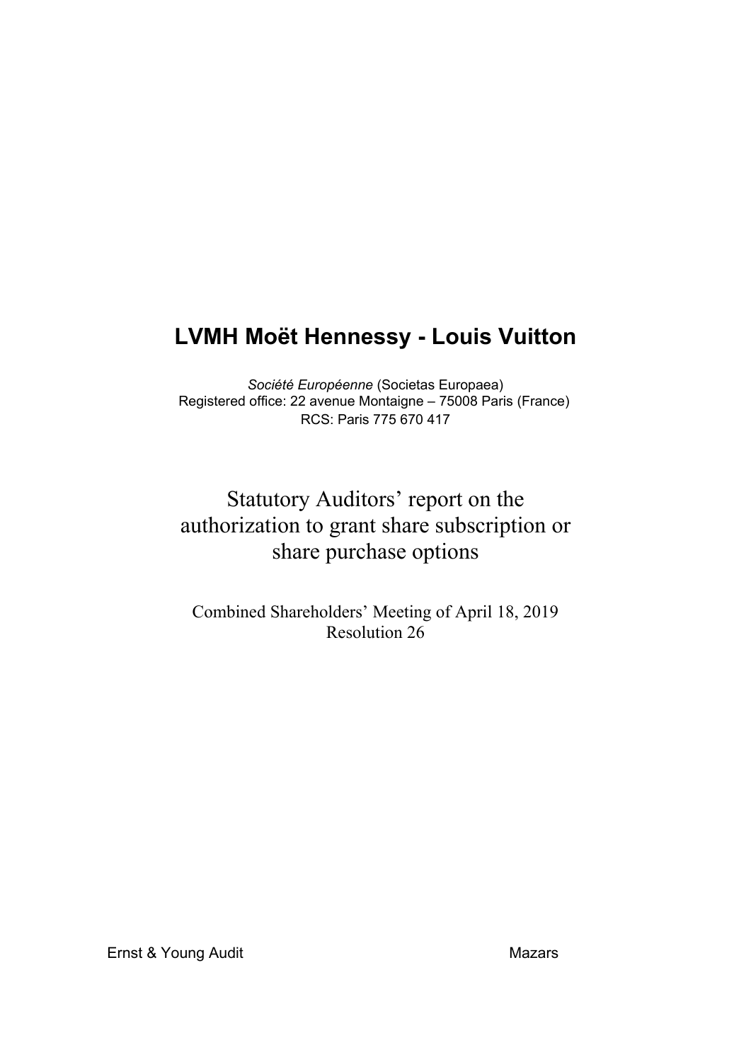# LVMH Moët Hennessy - Louis Vuitton

*Société Européenne* (Societas Europaea)
Registered office: 22 avenue Montaigne – 75008 Paris (France)
RCS: Paris 775 670 417

## Statutory Auditors' report on the authorization to grant share subscription or share purchase options

Combined Shareholders' Meeting of April 18, 2019
Resolution 26

Ernst & Young Audit

Mazars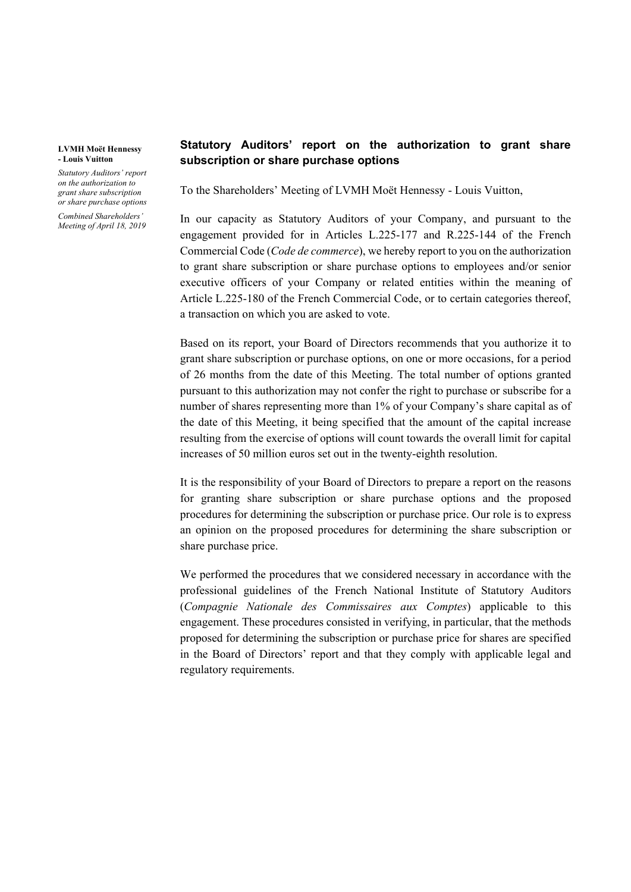## Statutory Auditors' report on the authorization to grant share subscription or share purchase options

To the Shareholders' Meeting of LVMH Moët Hennessy - Louis Vuitton,

In our capacity as Statutory Auditors of your Company, and pursuant to the engagement provided for in Articles L.225-177 and R.225-144 of the French Commercial Code (*Code de commerce*), we hereby report to you on the authorization to grant share subscription or share purchase options to employees and/or senior executive officers of your Company or related entities within the meaning of Article L.225-180 of the French Commercial Code, or to certain categories thereof, a transaction on which you are asked to vote.

Based on its report, your Board of Directors recommends that you authorize it to grant share subscription or purchase options, on one or more occasions, for a period of 26 months from the date of this Meeting. The total number of options granted pursuant to this authorization may not confer the right to purchase or subscribe for a number of shares representing more than 1% of your Company's share capital as of the date of this Meeting, it being specified that the amount of the capital increase resulting from the exercise of options will count towards the overall limit for capital increases of 50 million euros set out in the twenty-eighth resolution.

It is the responsibility of your Board of Directors to prepare a report on the reasons for granting share subscription or share purchase options and the proposed procedures for determining the subscription or purchase price. Our role is to express an opinion on the proposed procedures for determining the share subscription or share purchase price.

We performed the procedures that we considered necessary in accordance with the professional guidelines of the French National Institute of Statutory Auditors (*Compagnie Nationale des Commissaires aux Comptes*) applicable to this engagement. These procedures consisted in verifying, in particular, that the methods proposed for determining the subscription or purchase price for shares are specified in the Board of Directors' report and that they comply with applicable legal and regulatory requirements.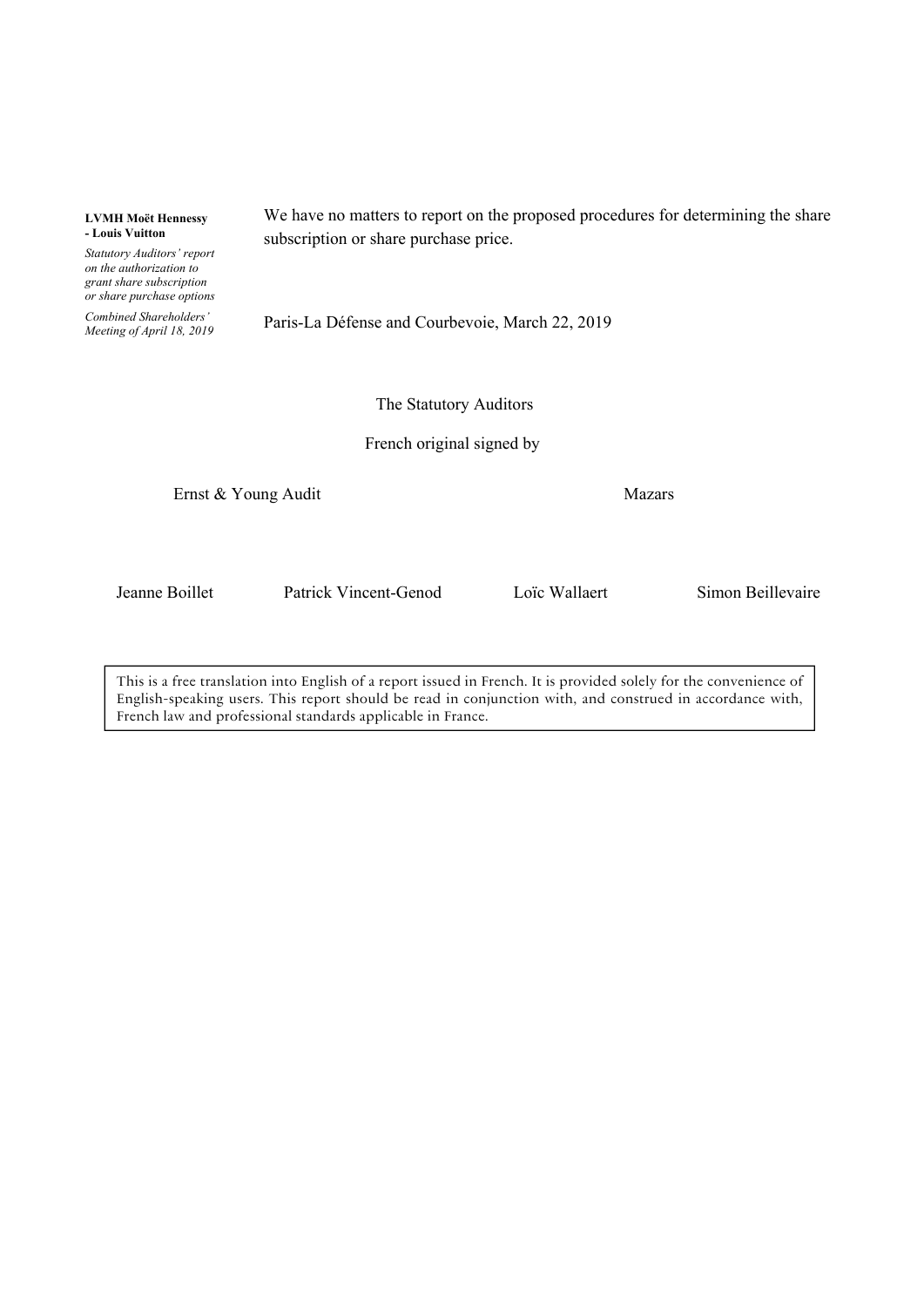We have no matters to report on the proposed procedures for determining the share subscription or share purchase price.

Paris-La Défense and Courbevoie, March 22, 2019

The Statutory Auditors

French original signed by

| Ernst & Young Audit | | Mazars | |
| --- | --- | --- | --- |
| Jeanne Boillet | Patrick Vincent-Genod | Loïc Wallaert | Simon Beillevaire |

This is a free translation into English of a report issued in French. It is provided solely for the convenience of English-speaking users. This report should be read in conjunction with, and construed in accordance with, French law and professional standards applicable in France.